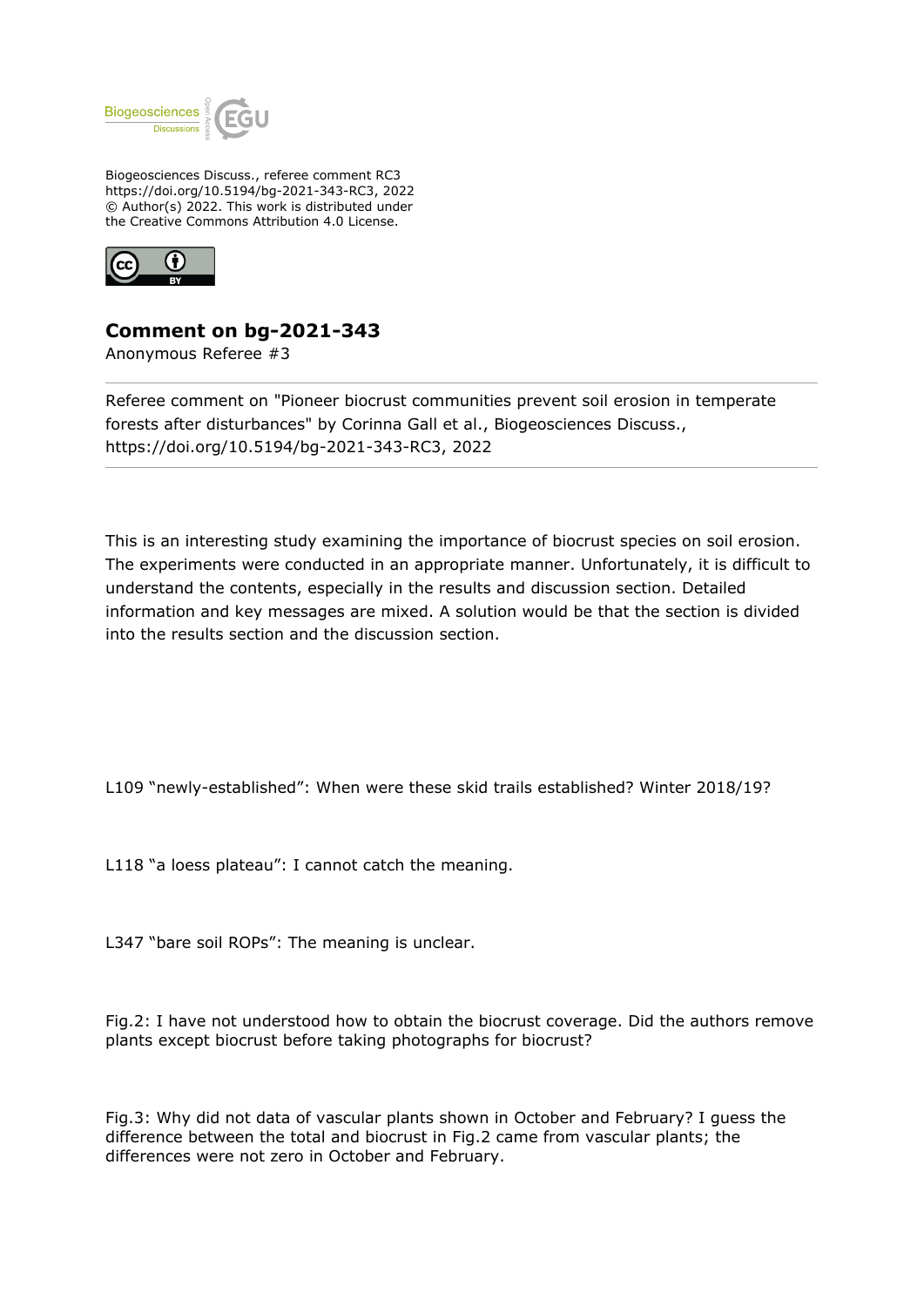Biogeosciences Discuss., referee comment RC3
https://doi.org/10.5194/bg-2021-343-RC3, 2022
© Author(s) 2022. This work is distributed under
the Creative Commons Attribution 4.0 License.

## Comment on bg-2021-343

Anonymous Referee #3

Referee comment on "Pioneer biocrust communities prevent soil erosion in temperate forests after disturbances" by Corinna Gall et al., Biogeosciences Discuss., https://doi.org/10.5194/bg-2021-343-RC3, 2022

This is an interesting study examining the importance of biocrust species on soil erosion. The experiments were conducted in an appropriate manner. Unfortunately, it is difficult to understand the contents, especially in the results and discussion section. Detailed information and key messages are mixed. A solution would be that the section is divided into the results section and the discussion section.

L109 "newly-established": When were these skid trails established? Winter 2018/19?

L118 "a loess plateau": I cannot catch the meaning.

L347 "bare soil ROPs": The meaning is unclear.

Fig.2: I have not understood how to obtain the biocrust coverage. Did the authors remove plants except biocrust before taking photographs for biocrust?

Fig.3: Why did not data of vascular plants shown in October and February? I guess the difference between the total and biocrust in Fig.2 came from vascular plants; the differences were not zero in October and February.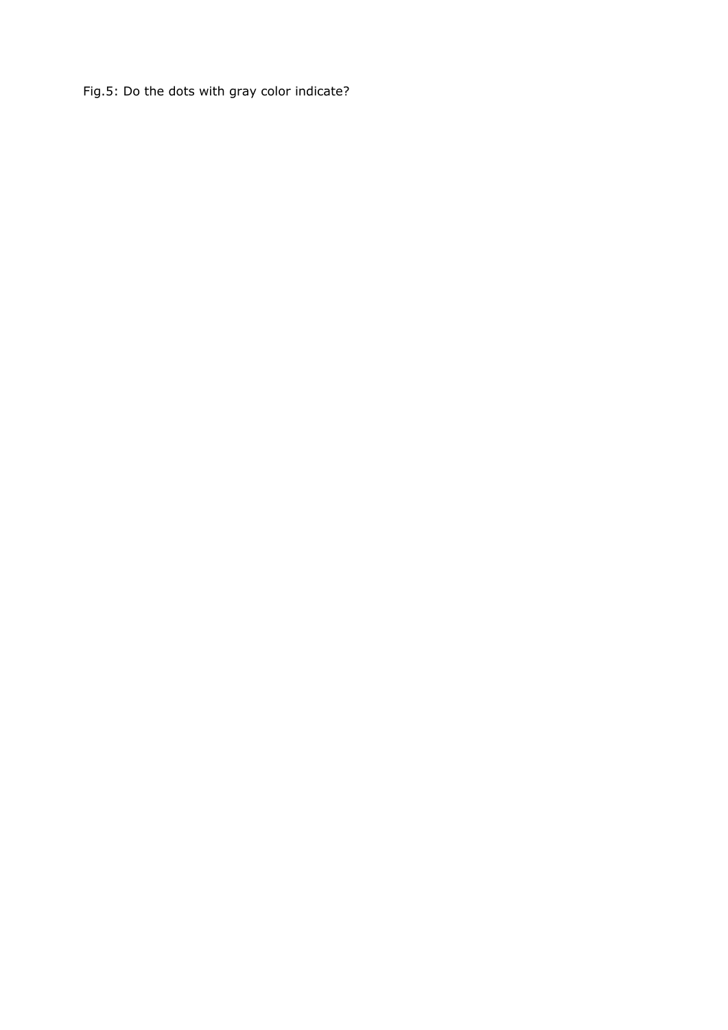Fig.5: Do the dots with gray color indicate?